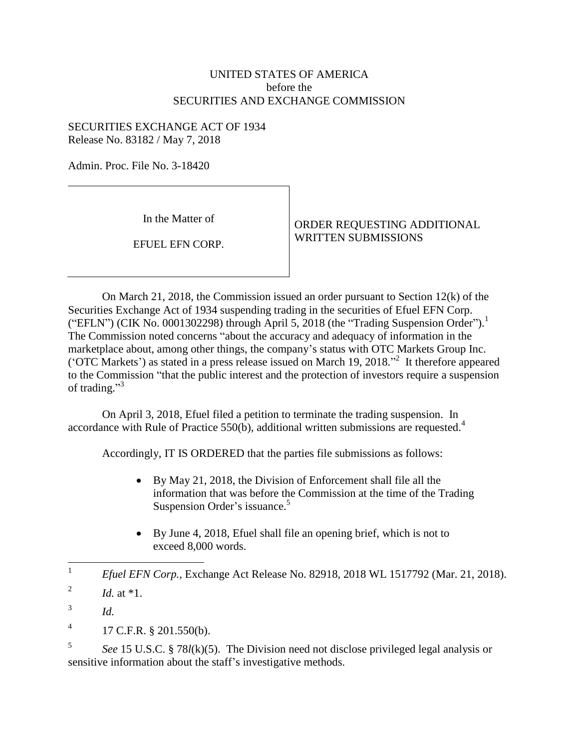UNITED STATES OF AMERICA
before the
SECURITIES AND EXCHANGE COMMISSION

SECURITIES EXCHANGE ACT OF 1934
Release No. 83182 / May 7, 2018

Admin. Proc. File No. 3-18420

| In the Matter of EFUEL EFN CORP. | ORDER REQUESTING ADDITIONAL WRITTEN SUBMISSIONS |
| --- | --- |

On March 21, 2018, the Commission issued an order pursuant to Section 12(k) of the Securities Exchange Act of 1934 suspending trading in the securities of Efuel EFN Corp. ("EFLN") (CIK No. 0001302298) through April 5, 2018 (the "Trading Suspension Order").[1] The Commission noted concerns "about the accuracy and adequacy of information in the marketplace about, among other things, the company's status with OTC Markets Group Inc. ('OTC Markets') as stated in a press release issued on March 19, 2018."[2] It therefore appeared to the Commission "that the public interest and the protection of investors require a suspension of trading."[3]

On April 3, 2018, Efuel filed a petition to terminate the trading suspension. In accordance with Rule of Practice 550(b), additional written submissions are requested.[4]

Accordingly, IT IS ORDERED that the parties file submissions as follows:

- By May 21, 2018, the Division of Enforcement shall file all the information that was before the Commission at the time of the Trading Suspension Order's issuance.[5]

- By June 4, 2018, Efuel shall file an opening brief, which is not to exceed 8,000 words.

---

[1] *Efuel EFN Corp.*, Exchange Act Release No. 82918, 2018 WL 1517792 (Mar. 21, 2018).

[2] *Id.* at *1.

[3] *Id.*

[4] 17 C.F.R. § 201.550(b).

[5] *See* 15 U.S.C. § 78*l*(k)(5). The Division need not disclose privileged legal analysis or sensitive information about the staff's investigative methods.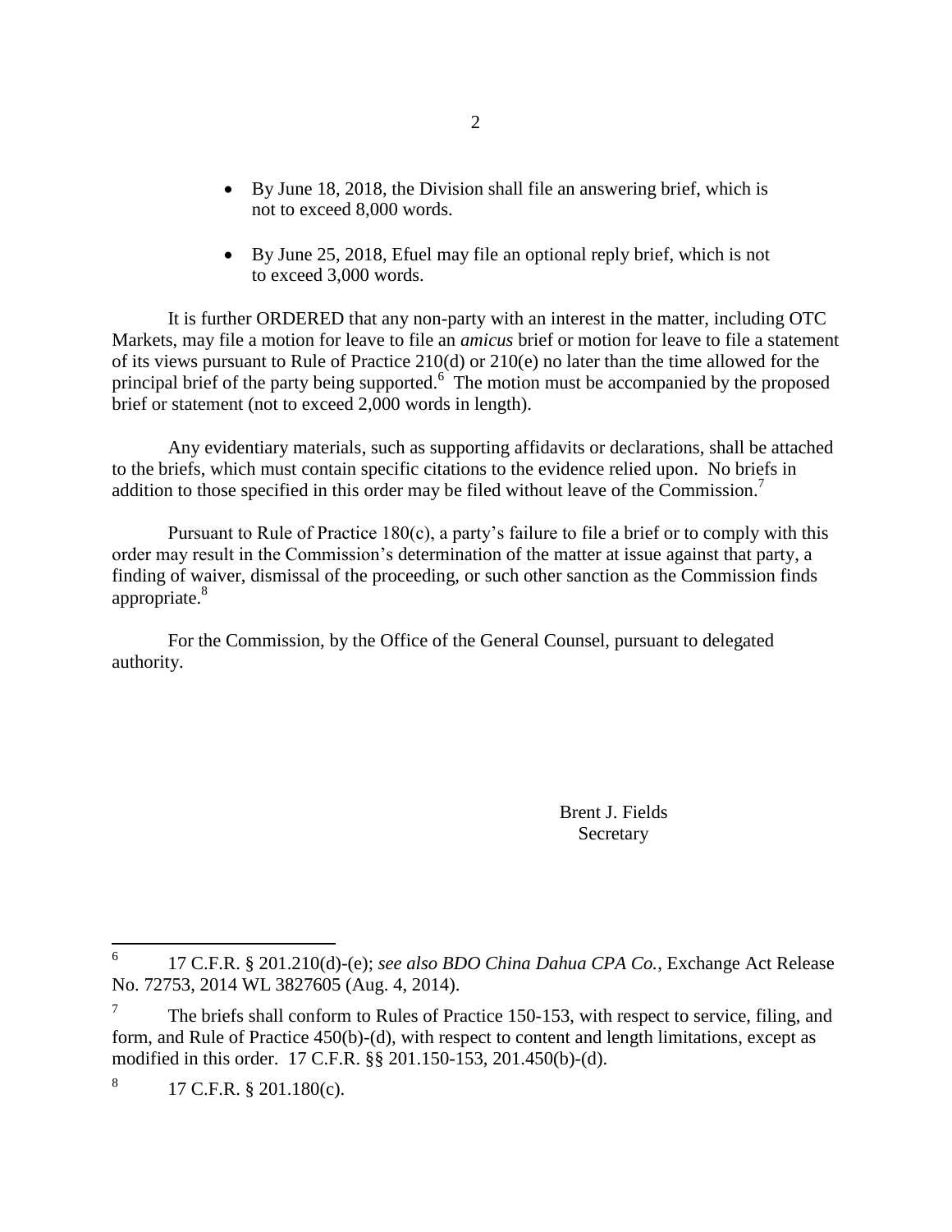- By June 18, 2018, the Division shall file an answering brief, which is not to exceed 8,000 words.

- By June 25, 2018, Efuel may file an optional reply brief, which is not to exceed 3,000 words.

It is further ORDERED that any non-party with an interest in the matter, including OTC Markets, may file a motion for leave to file an *amicus* brief or motion for leave to file a statement of its views pursuant to Rule of Practice 210(d) or 210(e) no later than the time allowed for the principal brief of the party being supported.[6] The motion must be accompanied by the proposed brief or statement (not to exceed 2,000 words in length).

Any evidentiary materials, such as supporting affidavits or declarations, shall be attached to the briefs, which must contain specific citations to the evidence relied upon. No briefs in addition to those specified in this order may be filed without leave of the Commission.[7]

Pursuant to Rule of Practice 180(c), a party's failure to file a brief or to comply with this order may result in the Commission's determination of the matter at issue against that party, a finding of waiver, dismissal of the proceeding, or such other sanction as the Commission finds appropriate.[8]

For the Commission, by the Office of the General Counsel, pursuant to delegated authority.

Brent J. Fields
Secretary

---

[6] 17 C.F.R. § 201.210(d)-(e); *see also BDO China Dahua CPA Co.*, Exchange Act Release No. 72753, 2014 WL 3827605 (Aug. 4, 2014).

[7] The briefs shall conform to Rules of Practice 150-153, with respect to service, filing, and form, and Rule of Practice 450(b)-(d), with respect to content and length limitations, except as modified in this order. 17 C.F.R. §§ 201.150-153, 201.450(b)-(d).

[8] 17 C.F.R. § 201.180(c).